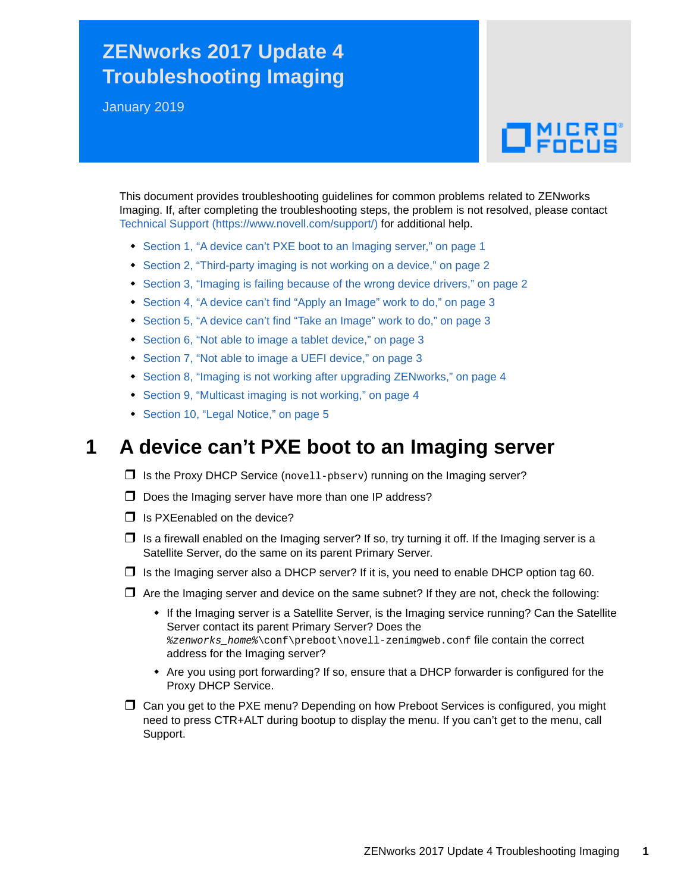# ZENworks 2017 Update 4 Troubleshooting Imaging

January 2019

This document provides troubleshooting guidelines for common problems related to ZENworks Imaging. If, after completing the troubleshooting steps, the problem is not resolved, please contact Technical Support (https://www.novell.com/support/) for additional help.

- Section 1, "A device can't PXE boot to an Imaging server," on page 1
- Section 2, "Third-party imaging is not working on a device," on page 2
- Section 3, "Imaging is failing because of the wrong device drivers," on page 2
- Section 4, "A device can't find "Apply an Image" work to do," on page 3
- Section 5, "A device can't find "Take an Image" work to do," on page 3
- Section 6, "Not able to image a tablet device," on page 3
- Section 7, "Not able to image a UEFI device," on page 3
- Section 8, "Imaging is not working after upgrading ZENworks," on page 4
- Section 9, "Multicast imaging is not working," on page 4
- Section 10, "Legal Notice," on page 5

## 1 A device can't PXE boot to an Imaging server

- ❒ Is the Proxy DHCP Service (`novell-pbserv`) running on the Imaging server?
- ❒ Does the Imaging server have more than one IP address?
- ❒ Is PXEenabled on the device?
- ❒ Is a firewall enabled on the Imaging server? If so, try turning it off. If the Imaging server is a Satellite Server, do the same on its parent Primary Server.
- ❒ Is the Imaging server also a DHCP server? If it is, you need to enable DHCP option tag 60.
- ❒ Are the Imaging server and device on the same subnet? If they are not, check the following:
  - If the Imaging server is a Satellite Server, is the Imaging service running? Can the Satellite Server contact its parent Primary Server? Does the `%zenworks_home%\conf\preboot\novell-zenimgweb.conf` file contain the correct address for the Imaging server?
  - Are you using port forwarding? If so, ensure that a DHCP forwarder is configured for the Proxy DHCP Service.
- ❒ Can you get to the PXE menu? Depending on how Preboot Services is configured, you might need to press CTR+ALT during bootup to display the menu. If you can't get to the menu, call Support.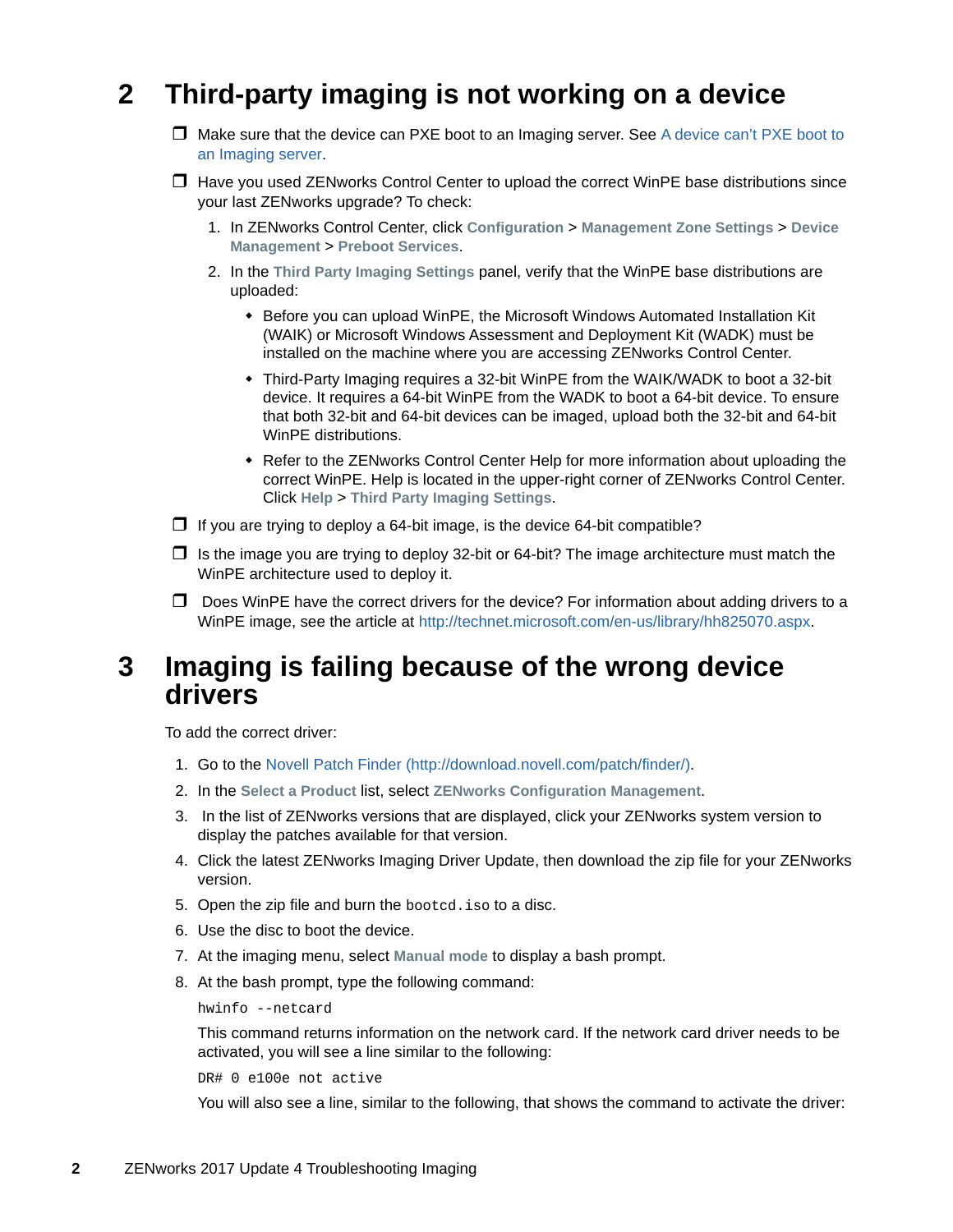## 2 Third-party imaging is not working on a device

- ❒ Make sure that the device can PXE boot to an Imaging server. See A device can't PXE boot to an Imaging server.
- ❒ Have you used ZENworks Control Center to upload the correct WinPE base distributions since your last ZENworks upgrade? To check:
  1. In ZENworks Control Center, click **Configuration** > **Management Zone Settings** > **Device Management** > **Preboot Services**.
  2. In the **Third Party Imaging Settings** panel, verify that the WinPE base distributions are uploaded:
     - Before you can upload WinPE, the Microsoft Windows Automated Installation Kit (WAIK) or Microsoft Windows Assessment and Deployment Kit (WADK) must be installed on the machine where you are accessing ZENworks Control Center.
     - Third-Party Imaging requires a 32-bit WinPE from the WAIK/WADK to boot a 32-bit device. It requires a 64-bit WinPE from the WADK to boot a 64-bit device. To ensure that both 32-bit and 64-bit devices can be imaged, upload both the 32-bit and 64-bit WinPE distributions.
     - Refer to the ZENworks Control Center Help for more information about uploading the correct WinPE. Help is located in the upper-right corner of ZENworks Control Center. Click **Help** > **Third Party Imaging Settings**.
- ❒ If you are trying to deploy a 64-bit image, is the device 64-bit compatible?
- ❒ Is the image you are trying to deploy 32-bit or 64-bit? The image architecture must match the WinPE architecture used to deploy it.
- ❒ Does WinPE have the correct drivers for the device? For information about adding drivers to a WinPE image, see the article at http://technet.microsoft.com/en-us/library/hh825070.aspx.

## 3 Imaging is failing because of the wrong device drivers

To add the correct driver:

1. Go to the Novell Patch Finder (http://download.novell.com/patch/finder/).
2. In the **Select a Product** list, select **ZENworks Configuration Management**.
3. In the list of ZENworks versions that are displayed, click your ZENworks system version to display the patches available for that version.
4. Click the latest ZENworks Imaging Driver Update, then download the zip file for your ZENworks version.
5. Open the zip file and burn the `bootcd.iso` to a disc.
6. Use the disc to boot the device.
7. At the imaging menu, select **Manual mode** to display a bash prompt.
8. At the bash prompt, type the following command:

   ```
   hwinfo --netcard
   ```

   This command returns information on the network card. If the network card driver needs to be activated, you will see a line similar to the following:

   ```
   DR# 0 e100e not active
   ```

   You will also see a line, similar to the following, that shows the command to activate the driver: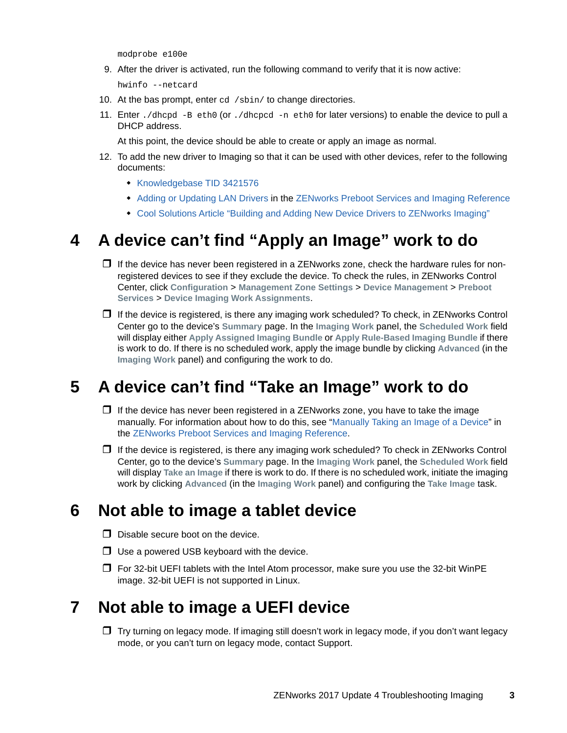```
modprobe e100e
```

9. After the driver is activated, run the following command to verify that it is now active:

   ```
   hwinfo --netcard
   ```

10. At the bas prompt, enter `cd /sbin/` to change directories.
11. Enter `./dhcpd -B eth0` (or `./dhcpcd -n eth0` for later versions) to enable the device to pull a DHCP address.

    At this point, the device should be able to create or apply an image as normal.

12. To add the new driver to Imaging so that it can be used with other devices, refer to the following documents:
    - Knowledgebase TID 3421576
    - Adding or Updating LAN Drivers in the ZENworks Preboot Services and Imaging Reference
    - Cool Solutions Article "Building and Adding New Device Drivers to ZENworks Imaging"

# 4 A device can't find "Apply an Image" work to do

- ❒ If the device has never been registered in a ZENworks zone, check the hardware rules for non-registered devices to see if they exclude the device. To check the rules, in ZENworks Control Center, click **Configuration** > **Management Zone Settings** > **Device Management** > **Preboot Services** > **Device Imaging Work Assignments**.
- ❒ If the device is registered, is there any imaging work scheduled? To check, in ZENworks Control Center go to the device's **Summary** page. In the **Imaging Work** panel, the **Scheduled Work** field will display either **Apply Assigned Imaging Bundle** or **Apply Rule-Based Imaging Bundle** if there is work to do. If there is no scheduled work, apply the image bundle by clicking **Advanced** (in the **Imaging Work** panel) and configuring the work to do.

# 5 A device can't find "Take an Image" work to do

- ❒ If the device has never been registered in a ZENworks zone, you have to take the image manually. For information about how to do this, see "Manually Taking an Image of a Device" in the ZENworks Preboot Services and Imaging Reference.
- ❒ If the device is registered, is there any imaging work scheduled? To check in ZENworks Control Center, go to the device's **Summary** page. In the **Imaging Work** panel, the **Scheduled Work** field will display **Take an Image** if there is work to do. If there is no scheduled work, initiate the imaging work by clicking **Advanced** (in the **Imaging Work** panel) and configuring the **Take Image** task.

# 6 Not able to image a tablet device

- ❒ Disable secure boot on the device.
- ❒ Use a powered USB keyboard with the device.
- ❒ For 32-bit UEFI tablets with the Intel Atom processor, make sure you use the 32-bit WinPE image. 32-bit UEFI is not supported in Linux.

# 7 Not able to image a UEFI device

- ❒ Try turning on legacy mode. If imaging still doesn't work in legacy mode, if you don't want legacy mode, or you can't turn on legacy mode, contact Support.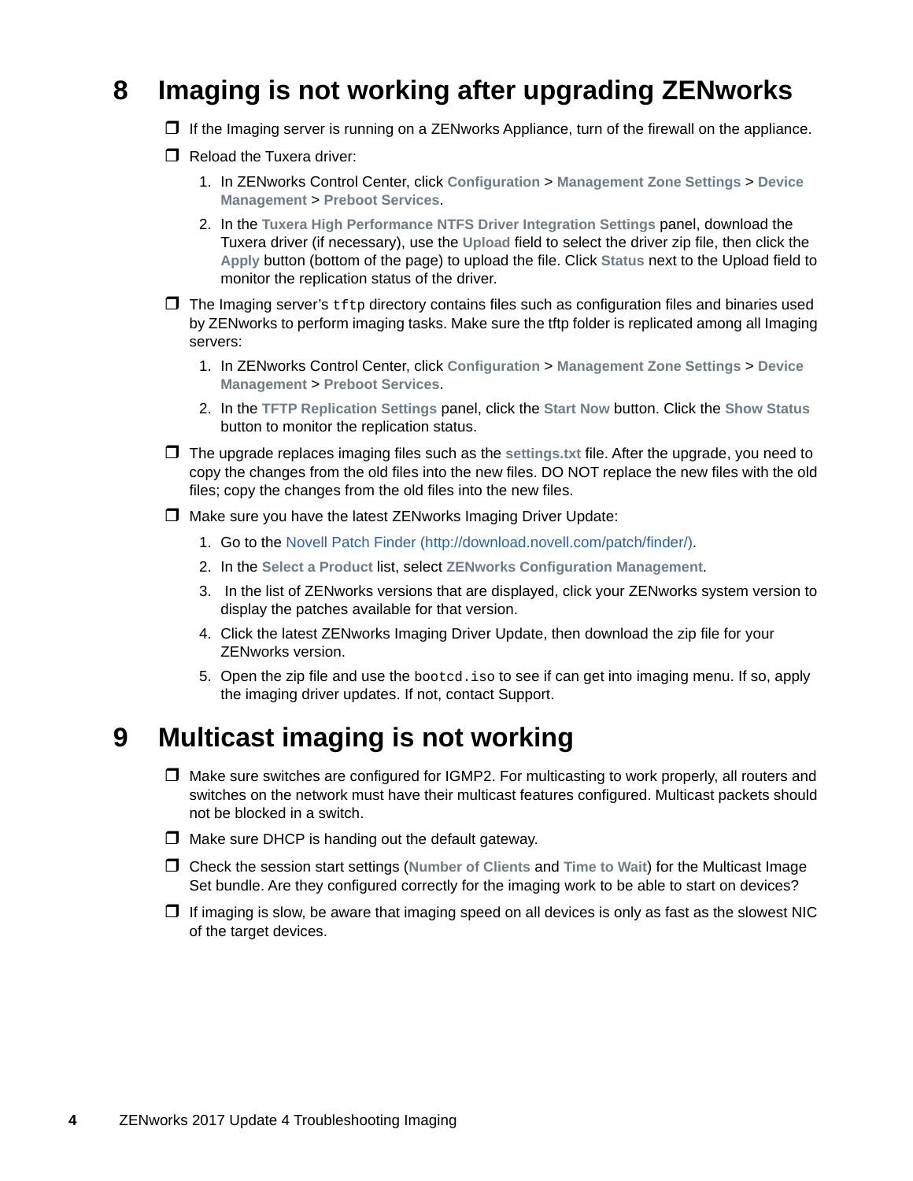## 8 Imaging is not working after upgrading ZENworks

- ❒ If the Imaging server is running on a ZENworks Appliance, turn of the firewall on the appliance.
- ❒ Reload the Tuxera driver:
  1. In ZENworks Control Center, click **Configuration** > **Management Zone Settings** > **Device Management** > **Preboot Services**.
  2. In the **Tuxera High Performance NTFS Driver Integration Settings** panel, download the Tuxera driver (if necessary), use the **Upload** field to select the driver zip file, then click the **Apply** button (bottom of the page) to upload the file. Click **Status** next to the Upload field to monitor the replication status of the driver.
- ❒ The Imaging server's `tftp` directory contains files such as configuration files and binaries used by ZENworks to perform imaging tasks. Make sure the tftp folder is replicated among all Imaging servers:
  1. In ZENworks Control Center, click **Configuration** > **Management Zone Settings** > **Device Management** > **Preboot Services**.
  2. In the **TFTP Replication Settings** panel, click the **Start Now** button. Click the **Show Status** button to monitor the replication status.
- ❒ The upgrade replaces imaging files such as the **settings.txt** file. After the upgrade, you need to copy the changes from the old files into the new files. DO NOT replace the new files with the old files; copy the changes from the old files into the new files.
- ❒ Make sure you have the latest ZENworks Imaging Driver Update:
  1. Go to the Novell Patch Finder (http://download.novell.com/patch/finder/).
  2. In the **Select a Product** list, select **ZENworks Configuration Management**.
  3. In the list of ZENworks versions that are displayed, click your ZENworks system version to display the patches available for that version.
  4. Click the latest ZENworks Imaging Driver Update, then download the zip file for your ZENworks version.
  5. Open the zip file and use the `bootcd.iso` to see if can get into imaging menu. If so, apply the imaging driver updates. If not, contact Support.

## 9 Multicast imaging is not working

- ❒ Make sure switches are configured for IGMP2. For multicasting to work properly, all routers and switches on the network must have their multicast features configured. Multicast packets should not be blocked in a switch.
- ❒ Make sure DHCP is handing out the default gateway.
- ❒ Check the session start settings (**Number of Clients** and **Time to Wait**) for the Multicast Image Set bundle. Are they configured correctly for the imaging work to be able to start on devices?
- ❒ If imaging is slow, be aware that imaging speed on all devices is only as fast as the slowest NIC of the target devices.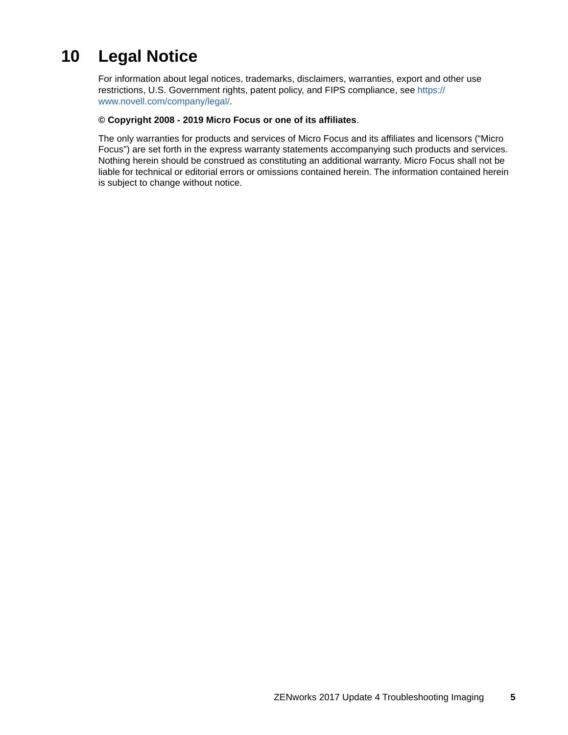# 10 Legal Notice

For information about legal notices, trademarks, disclaimers, warranties, export and other use restrictions, U.S. Government rights, patent policy, and FIPS compliance, see https://www.novell.com/company/legal/.

**© Copyright 2008 - 2019 Micro Focus or one of its affiliates**.

The only warranties for products and services of Micro Focus and its affiliates and licensors ("Micro Focus") are set forth in the express warranty statements accompanying such products and services. Nothing herein should be construed as constituting an additional warranty. Micro Focus shall not be liable for technical or editorial errors or omissions contained herein. The information contained herein is subject to change without notice.